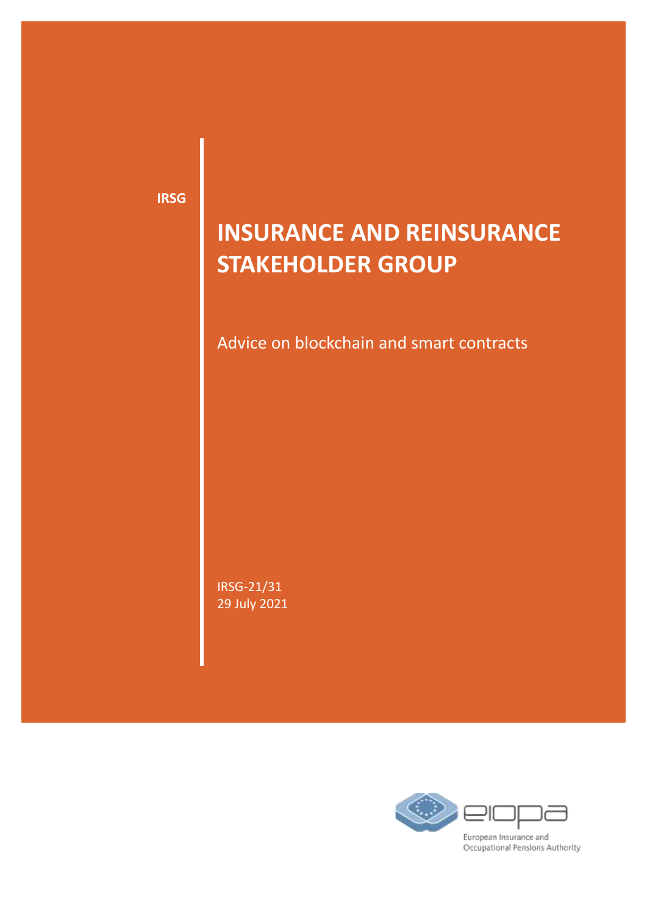IRSG

# INSURANCE AND REINSURANCE STAKEHOLDER GROUP

Advice on blockchain and smart contracts

IRSG-21/31
29 July 2021

European Insurance and Occupational Pensions Authority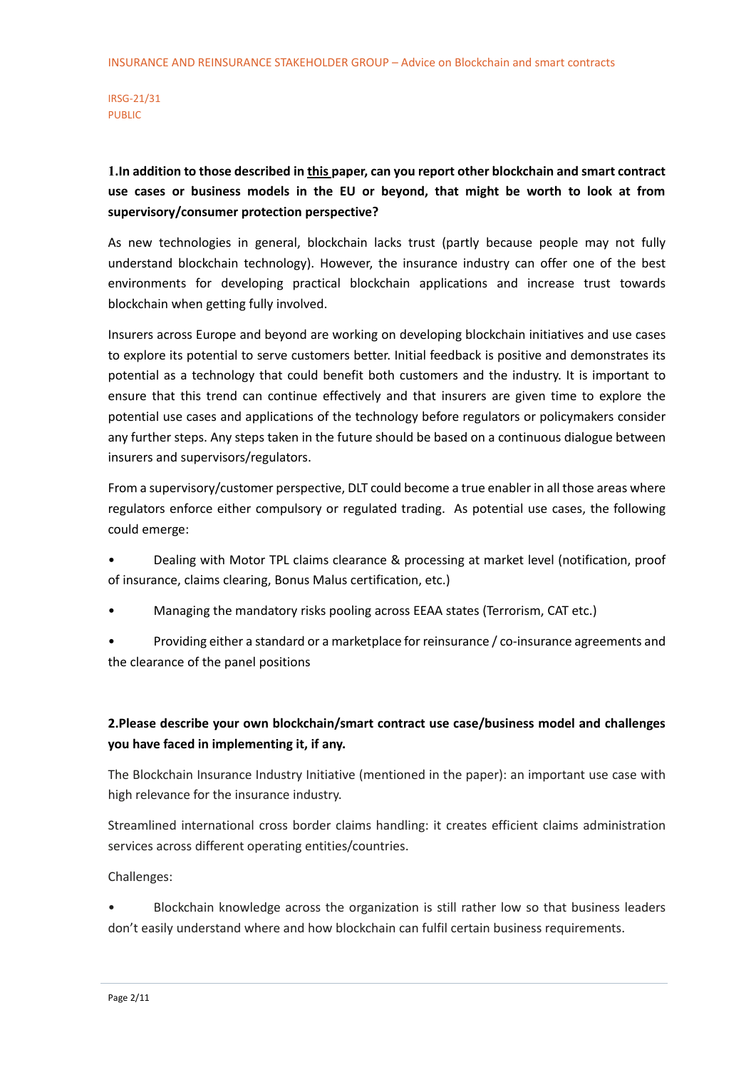**1.In addition to those described in this paper, can you report other blockchain and smart contract use cases or business models in the EU or beyond, that might be worth to look at from supervisory/consumer protection perspective?**

As new technologies in general, blockchain lacks trust (partly because people may not fully understand blockchain technology). However, the insurance industry can offer one of the best environments for developing practical blockchain applications and increase trust towards blockchain when getting fully involved.

Insurers across Europe and beyond are working on developing blockchain initiatives and use cases to explore its potential to serve customers better. Initial feedback is positive and demonstrates its potential as a technology that could benefit both customers and the industry. It is important to ensure that this trend can continue effectively and that insurers are given time to explore the potential use cases and applications of the technology before regulators or policymakers consider any further steps. Any steps taken in the future should be based on a continuous dialogue between insurers and supervisors/regulators.

From a supervisory/customer perspective, DLT could become a true enabler in all those areas where regulators enforce either compulsory or regulated trading. As potential use cases, the following could emerge:

- Dealing with Motor TPL claims clearance & processing at market level (notification, proof of insurance, claims clearing, Bonus Malus certification, etc.)
- Managing the mandatory risks pooling across EEAA states (Terrorism, CAT etc.)
- Providing either a standard or a marketplace for reinsurance / co-insurance agreements and the clearance of the panel positions

**2.Please describe your own blockchain/smart contract use case/business model and challenges you have faced in implementing it, if any.**

The Blockchain Insurance Industry Initiative (mentioned in the paper): an important use case with high relevance for the insurance industry.

Streamlined international cross border claims handling: it creates efficient claims administration services across different operating entities/countries.

Challenges:

- Blockchain knowledge across the organization is still rather low so that business leaders don't easily understand where and how blockchain can fulfil certain business requirements.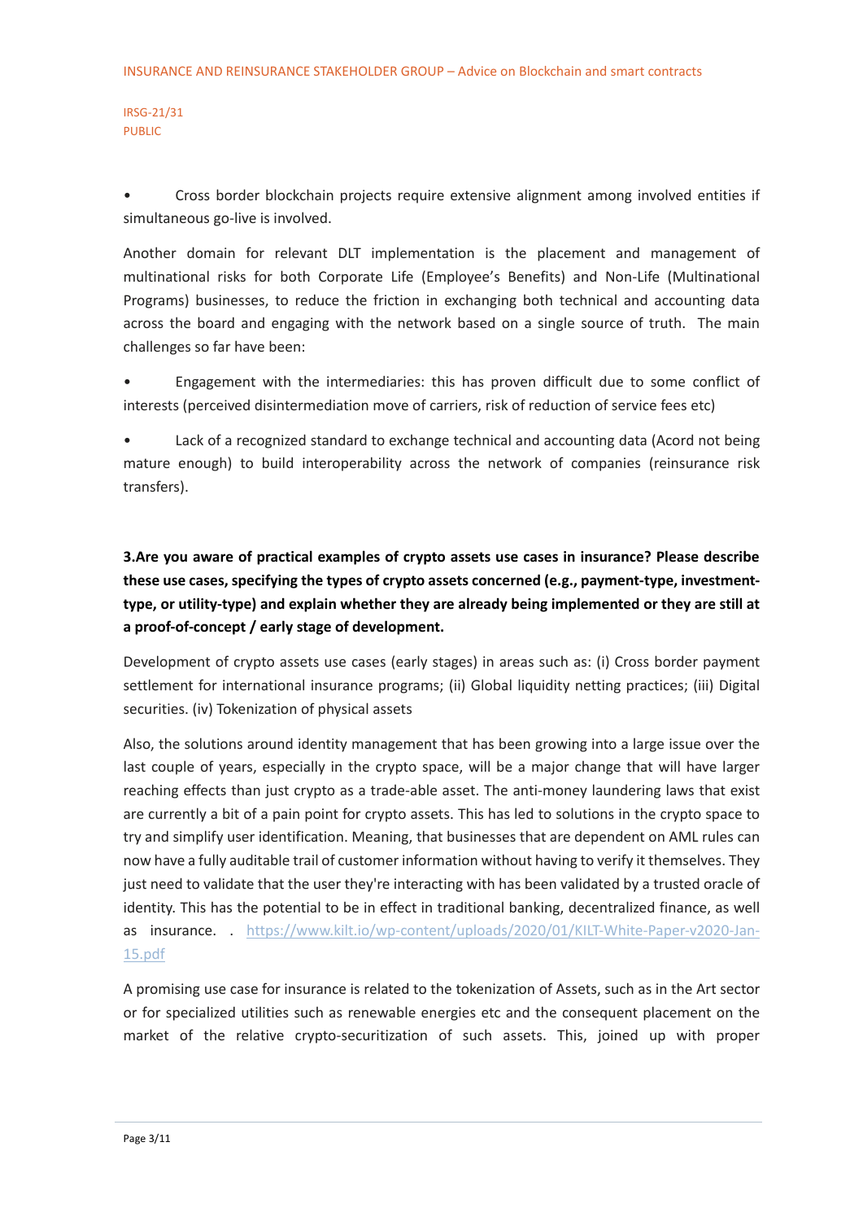- Cross border blockchain projects require extensive alignment among involved entities if simultaneous go-live is involved.

Another domain for relevant DLT implementation is the placement and management of multinational risks for both Corporate Life (Employee's Benefits) and Non-Life (Multinational Programs) businesses, to reduce the friction in exchanging both technical and accounting data across the board and engaging with the network based on a single source of truth. The main challenges so far have been:

- Engagement with the intermediaries: this has proven difficult due to some conflict of interests (perceived disintermediation move of carriers, risk of reduction of service fees etc)

- Lack of a recognized standard to exchange technical and accounting data (Acord not being mature enough) to build interoperability across the network of companies (reinsurance risk transfers).

**3.Are you aware of practical examples of crypto assets use cases in insurance? Please describe these use cases, specifying the types of crypto assets concerned (e.g., payment-type, investment-type, or utility-type) and explain whether they are already being implemented or they are still at a proof-of-concept / early stage of development.**

Development of crypto assets use cases (early stages) in areas such as: (i) Cross border payment settlement for international insurance programs; (ii) Global liquidity netting practices; (iii) Digital securities. (iv) Tokenization of physical assets

Also, the solutions around identity management that has been growing into a large issue over the last couple of years, especially in the crypto space, will be a major change that will have larger reaching effects than just crypto as a trade-able asset. The anti-money laundering laws that exist are currently a bit of a pain point for crypto assets. This has led to solutions in the crypto space to try and simplify user identification. Meaning, that businesses that are dependent on AML rules can now have a fully auditable trail of customer information without having to verify it themselves. They just need to validate that the user they're interacting with has been validated by a trusted oracle of identity. This has the potential to be in effect in traditional banking, decentralized finance, as well as insurance. . https://www.kilt.io/wp-content/uploads/2020/01/KILT-White-Paper-v2020-Jan-15.pdf

A promising use case for insurance is related to the tokenization of Assets, such as in the Art sector or for specialized utilities such as renewable energies etc and the consequent placement on the market of the relative crypto-securitization of such assets. This, joined up with proper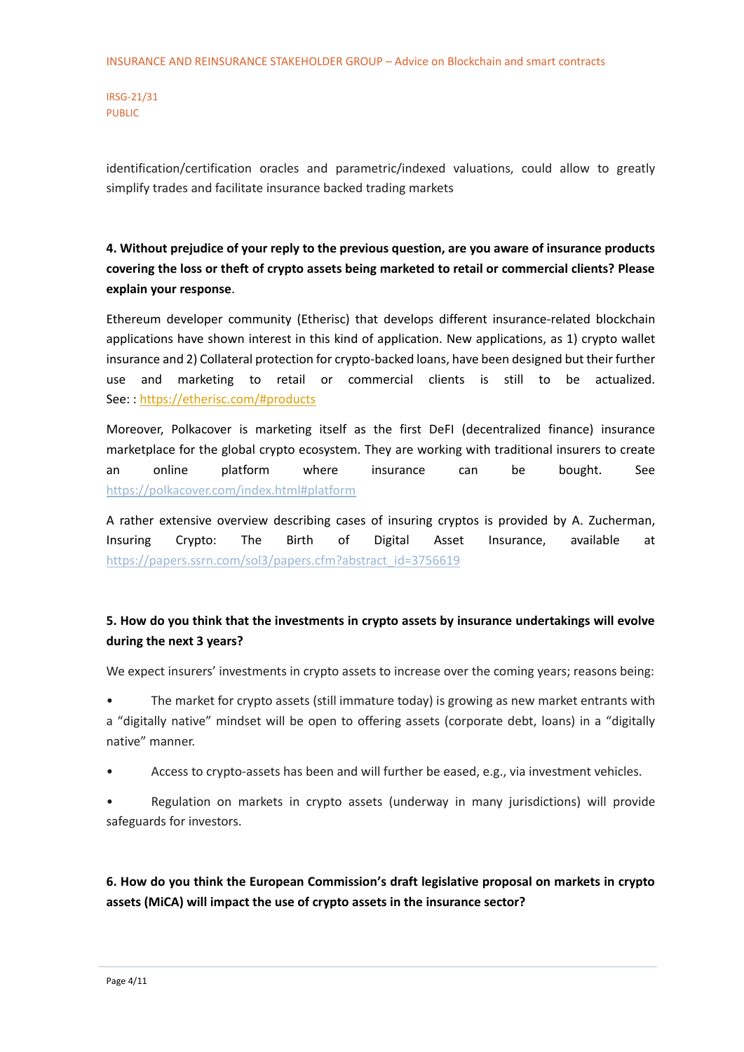identification/certification oracles and parametric/indexed valuations, could allow to greatly simplify trades and facilitate insurance backed trading markets

**4. Without prejudice of your reply to the previous question, are you aware of insurance products covering the loss or theft of crypto assets being marketed to retail or commercial clients? Please explain your response.**

Ethereum developer community (Etherisc) that develops different insurance-related blockchain applications have shown interest in this kind of application. New applications, as 1) crypto wallet insurance and 2) Collateral protection for crypto-backed loans, have been designed but their further use and marketing to retail or commercial clients is still to be actualized. See: : [https://etherisc.com/#products](https://etherisc.com/#products)

Moreover, Polkacover is marketing itself as the first DeFI (decentralized finance) insurance marketplace for the global crypto ecosystem. They are working with traditional insurers to create an online platform where insurance can be bought. See [https://polkacover.com/index.html#platform](https://polkacover.com/index.html#platform)

A rather extensive overview describing cases of insuring cryptos is provided by A. Zucherman, Insuring Crypto: The Birth of Digital Asset Insurance, available at [https://papers.ssrn.com/sol3/papers.cfm?abstract_id=3756619](https://papers.ssrn.com/sol3/papers.cfm?abstract_id=3756619)

**5. How do you think that the investments in crypto assets by insurance undertakings will evolve during the next 3 years?**

We expect insurers' investments in crypto assets to increase over the coming years; reasons being:

- The market for crypto assets (still immature today) is growing as new market entrants with a "digitally native" mindset will be open to offering assets (corporate debt, loans) in a "digitally native" manner.
- Access to crypto-assets has been and will further be eased, e.g., via investment vehicles.
- Regulation on markets in crypto assets (underway in many jurisdictions) will provide safeguards for investors.

**6. How do you think the European Commission's draft legislative proposal on markets in crypto assets (MiCA) will impact the use of crypto assets in the insurance sector?**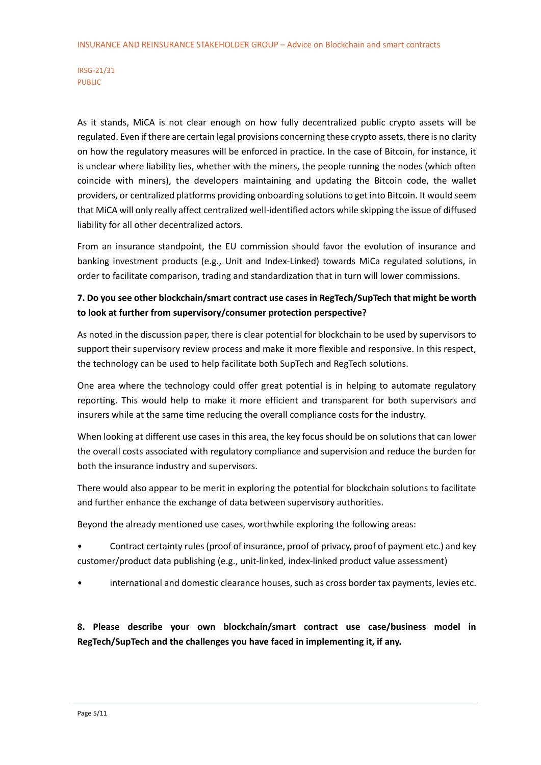As it stands, MiCA is not clear enough on how fully decentralized public crypto assets will be regulated. Even if there are certain legal provisions concerning these crypto assets, there is no clarity on how the regulatory measures will be enforced in practice. In the case of Bitcoin, for instance, it is unclear where liability lies, whether with the miners, the people running the nodes (which often coincide with miners), the developers maintaining and updating the Bitcoin code, the wallet providers, or centralized platforms providing onboarding solutions to get into Bitcoin. It would seem that MiCA will only really affect centralized well-identified actors while skipping the issue of diffused liability for all other decentralized actors.

From an insurance standpoint, the EU commission should favor the evolution of insurance and banking investment products (e.g., Unit and Index-Linked) towards MiCa regulated solutions, in order to facilitate comparison, trading and standardization that in turn will lower commissions.

**7. Do you see other blockchain/smart contract use cases in RegTech/SupTech that might be worth to look at further from supervisory/consumer protection perspective?**

As noted in the discussion paper, there is clear potential for blockchain to be used by supervisors to support their supervisory review process and make it more flexible and responsive. In this respect, the technology can be used to help facilitate both SupTech and RegTech solutions.

One area where the technology could offer great potential is in helping to automate regulatory reporting. This would help to make it more efficient and transparent for both supervisors and insurers while at the same time reducing the overall compliance costs for the industry.

When looking at different use cases in this area, the key focus should be on solutions that can lower the overall costs associated with regulatory compliance and supervision and reduce the burden for both the insurance industry and supervisors.

There would also appear to be merit in exploring the potential for blockchain solutions to facilitate and further enhance the exchange of data between supervisory authorities.

Beyond the already mentioned use cases, worthwhile exploring the following areas:

- Contract certainty rules (proof of insurance, proof of privacy, proof of payment etc.) and key customer/product data publishing (e.g., unit-linked, index-linked product value assessment)
- international and domestic clearance houses, such as cross border tax payments, levies etc.

**8. Please describe your own blockchain/smart contract use case/business model in RegTech/SupTech and the challenges you have faced in implementing it, if any.**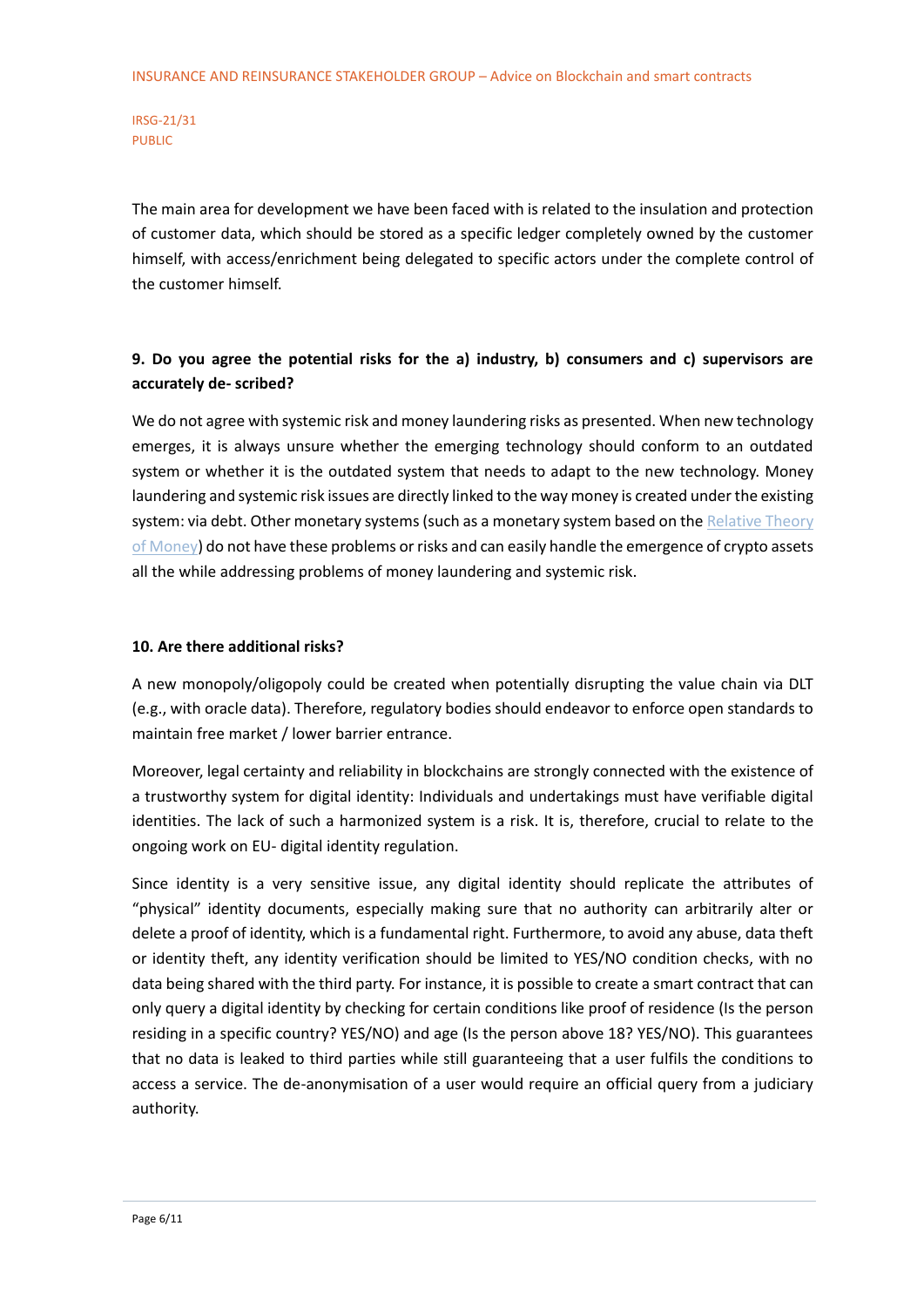The main area for development we have been faced with is related to the insulation and protection of customer data, which should be stored as a specific ledger completely owned by the customer himself, with access/enrichment being delegated to specific actors under the complete control of the customer himself.

**9. Do you agree the potential risks for the a) industry, b) consumers and c) supervisors are accurately de- scribed?**

We do not agree with systemic risk and money laundering risks as presented. When new technology emerges, it is always unsure whether the emerging technology should conform to an outdated system or whether it is the outdated system that needs to adapt to the new technology. Money laundering and systemic risk issues are directly linked to the way money is created under the existing system: via debt. Other monetary systems (such as a monetary system based on the Relative Theory of Money) do not have these problems or risks and can easily handle the emergence of crypto assets all the while addressing problems of money laundering and systemic risk.

**10. Are there additional risks?**

A new monopoly/oligopoly could be created when potentially disrupting the value chain via DLT (e.g., with oracle data). Therefore, regulatory bodies should endeavor to enforce open standards to maintain free market / lower barrier entrance.

Moreover, legal certainty and reliability in blockchains are strongly connected with the existence of a trustworthy system for digital identity: Individuals and undertakings must have verifiable digital identities. The lack of such a harmonized system is a risk. It is, therefore, crucial to relate to the ongoing work on EU- digital identity regulation.

Since identity is a very sensitive issue, any digital identity should replicate the attributes of "physical" identity documents, especially making sure that no authority can arbitrarily alter or delete a proof of identity, which is a fundamental right. Furthermore, to avoid any abuse, data theft or identity theft, any identity verification should be limited to YES/NO condition checks, with no data being shared with the third party. For instance, it is possible to create a smart contract that can only query a digital identity by checking for certain conditions like proof of residence (Is the person residing in a specific country? YES/NO) and age (Is the person above 18? YES/NO). This guarantees that no data is leaked to third parties while still guaranteeing that a user fulfils the conditions to access a service. The de-anonymisation of a user would require an official query from a judiciary authority.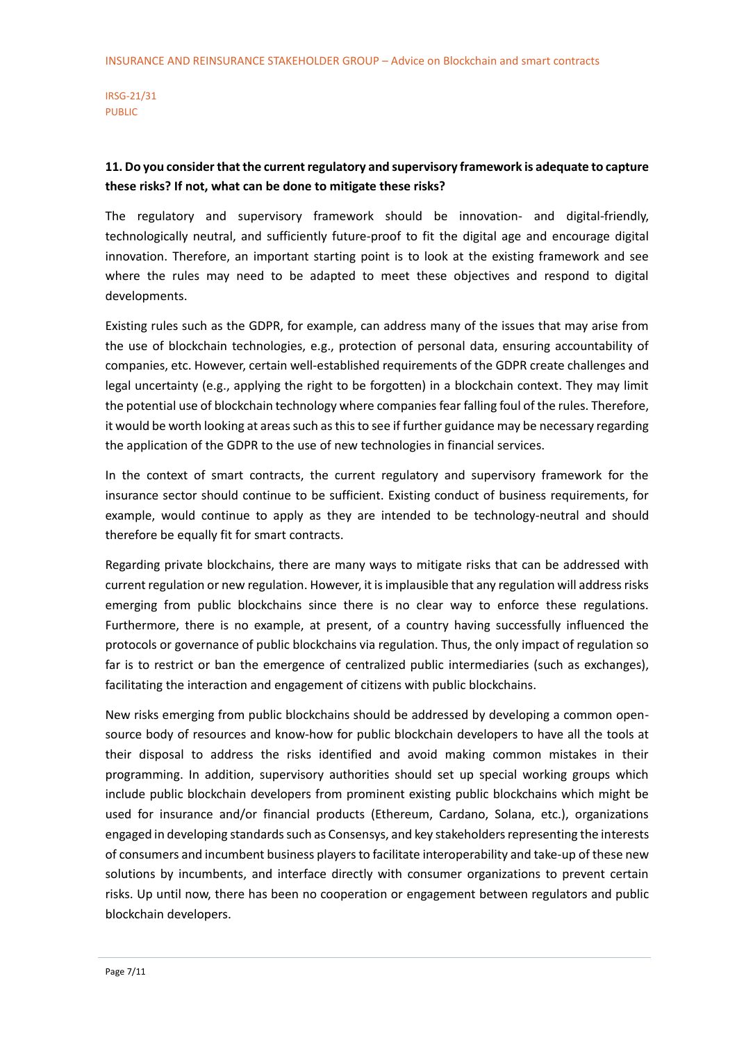**11. Do you consider that the current regulatory and supervisory framework is adequate to capture these risks? If not, what can be done to mitigate these risks?**

The regulatory and supervisory framework should be innovation- and digital-friendly, technologically neutral, and sufficiently future-proof to fit the digital age and encourage digital innovation. Therefore, an important starting point is to look at the existing framework and see where the rules may need to be adapted to meet these objectives and respond to digital developments.

Existing rules such as the GDPR, for example, can address many of the issues that may arise from the use of blockchain technologies, e.g., protection of personal data, ensuring accountability of companies, etc. However, certain well-established requirements of the GDPR create challenges and legal uncertainty (e.g., applying the right to be forgotten) in a blockchain context. They may limit the potential use of blockchain technology where companies fear falling foul of the rules. Therefore, it would be worth looking at areas such as this to see if further guidance may be necessary regarding the application of the GDPR to the use of new technologies in financial services.

In the context of smart contracts, the current regulatory and supervisory framework for the insurance sector should continue to be sufficient. Existing conduct of business requirements, for example, would continue to apply as they are intended to be technology-neutral and should therefore be equally fit for smart contracts.

Regarding private blockchains, there are many ways to mitigate risks that can be addressed with current regulation or new regulation. However, it is implausible that any regulation will address risks emerging from public blockchains since there is no clear way to enforce these regulations. Furthermore, there is no example, at present, of a country having successfully influenced the protocols or governance of public blockchains via regulation. Thus, the only impact of regulation so far is to restrict or ban the emergence of centralized public intermediaries (such as exchanges), facilitating the interaction and engagement of citizens with public blockchains.

New risks emerging from public blockchains should be addressed by developing a common open-source body of resources and know-how for public blockchain developers to have all the tools at their disposal to address the risks identified and avoid making common mistakes in their programming. In addition, supervisory authorities should set up special working groups which include public blockchain developers from prominent existing public blockchains which might be used for insurance and/or financial products (Ethereum, Cardano, Solana, etc.), organizations engaged in developing standards such as Consensys, and key stakeholders representing the interests of consumers and incumbent business players to facilitate interoperability and take-up of these new solutions by incumbents, and interface directly with consumer organizations to prevent certain risks. Up until now, there has been no cooperation or engagement between regulators and public blockchain developers.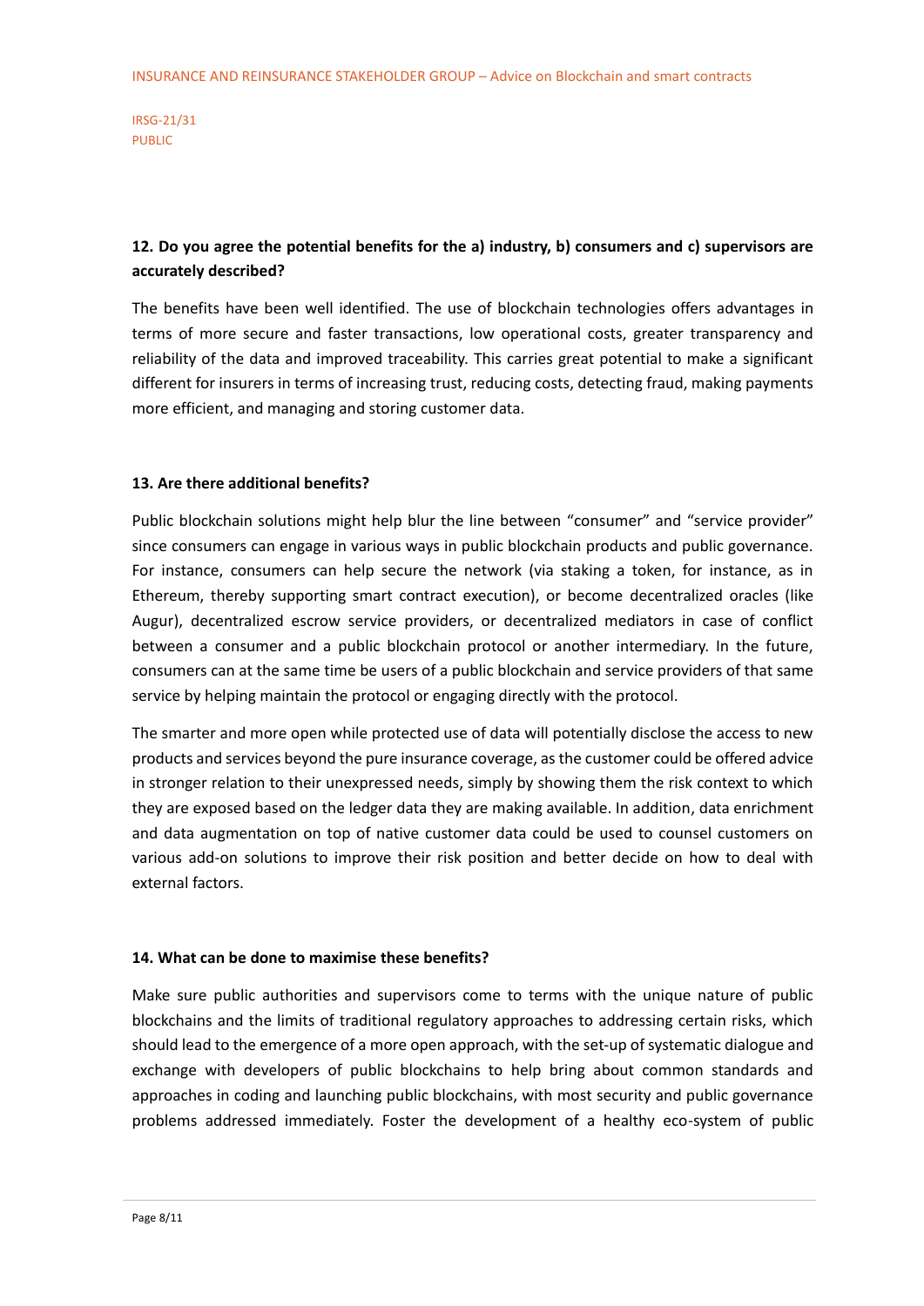**12. Do you agree the potential benefits for the a) industry, b) consumers and c) supervisors are accurately described?**

The benefits have been well identified. The use of blockchain technologies offers advantages in terms of more secure and faster transactions, low operational costs, greater transparency and reliability of the data and improved traceability. This carries great potential to make a significant different for insurers in terms of increasing trust, reducing costs, detecting fraud, making payments more efficient, and managing and storing customer data.

**13. Are there additional benefits?**

Public blockchain solutions might help blur the line between "consumer" and "service provider" since consumers can engage in various ways in public blockchain products and public governance. For instance, consumers can help secure the network (via staking a token, for instance, as in Ethereum, thereby supporting smart contract execution), or become decentralized oracles (like Augur), decentralized escrow service providers, or decentralized mediators in case of conflict between a consumer and a public blockchain protocol or another intermediary. In the future, consumers can at the same time be users of a public blockchain and service providers of that same service by helping maintain the protocol or engaging directly with the protocol.

The smarter and more open while protected use of data will potentially disclose the access to new products and services beyond the pure insurance coverage, as the customer could be offered advice in stronger relation to their unexpressed needs, simply by showing them the risk context to which they are exposed based on the ledger data they are making available. In addition, data enrichment and data augmentation on top of native customer data could be used to counsel customers on various add-on solutions to improve their risk position and better decide on how to deal with external factors.

**14. What can be done to maximise these benefits?**

Make sure public authorities and supervisors come to terms with the unique nature of public blockchains and the limits of traditional regulatory approaches to addressing certain risks, which should lead to the emergence of a more open approach, with the set-up of systematic dialogue and exchange with developers of public blockchains to help bring about common standards and approaches in coding and launching public blockchains, with most security and public governance problems addressed immediately. Foster the development of a healthy eco-system of public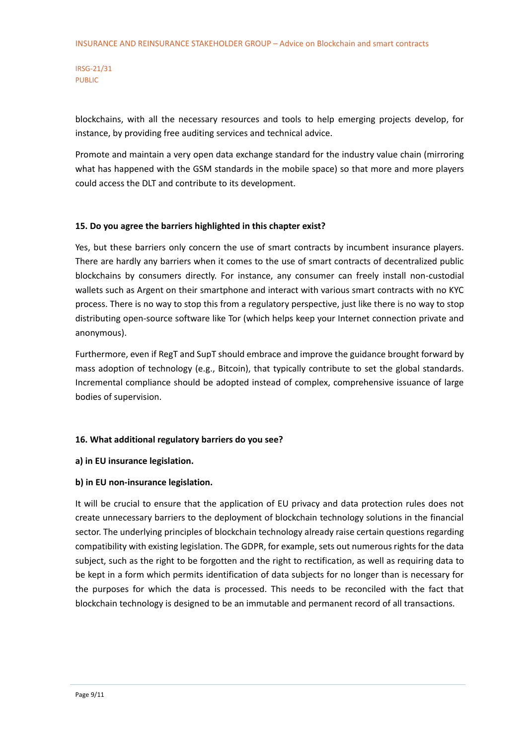blockchains, with all the necessary resources and tools to help emerging projects develop, for instance, by providing free auditing services and technical advice.

Promote and maintain a very open data exchange standard for the industry value chain (mirroring what has happened with the GSM standards in the mobile space) so that more and more players could access the DLT and contribute to its development.

**15. Do you agree the barriers highlighted in this chapter exist?**

Yes, but these barriers only concern the use of smart contracts by incumbent insurance players. There are hardly any barriers when it comes to the use of smart contracts of decentralized public blockchains by consumers directly. For instance, any consumer can freely install non-custodial wallets such as Argent on their smartphone and interact with various smart contracts with no KYC process. There is no way to stop this from a regulatory perspective, just like there is no way to stop distributing open-source software like Tor (which helps keep your Internet connection private and anonymous).

Furthermore, even if RegT and SupT should embrace and improve the guidance brought forward by mass adoption of technology (e.g., Bitcoin), that typically contribute to set the global standards. Incremental compliance should be adopted instead of complex, comprehensive issuance of large bodies of supervision.

**16. What additional regulatory barriers do you see?**

**a) in EU insurance legislation.**

**b) in EU non-insurance legislation.**

It will be crucial to ensure that the application of EU privacy and data protection rules does not create unnecessary barriers to the deployment of blockchain technology solutions in the financial sector. The underlying principles of blockchain technology already raise certain questions regarding compatibility with existing legislation. The GDPR, for example, sets out numerous rights for the data subject, such as the right to be forgotten and the right to rectification, as well as requiring data to be kept in a form which permits identification of data subjects for no longer than is necessary for the purposes for which the data is processed. This needs to be reconciled with the fact that blockchain technology is designed to be an immutable and permanent record of all transactions.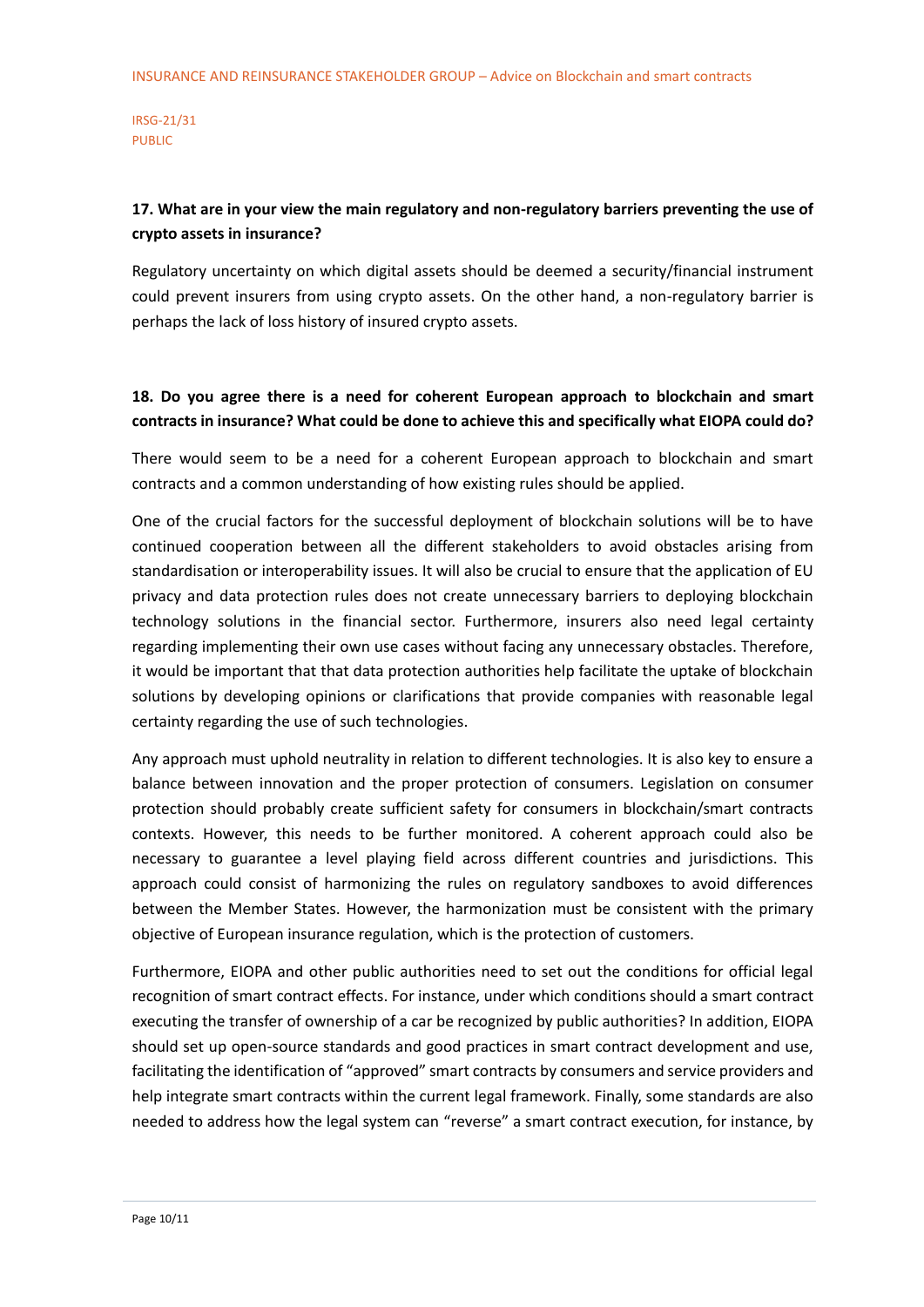IRSG-21/31
PUBLIC

**17. What are in your view the main regulatory and non-regulatory barriers preventing the use of crypto assets in insurance?**

Regulatory uncertainty on which digital assets should be deemed a security/financial instrument could prevent insurers from using crypto assets. On the other hand, a non-regulatory barrier is perhaps the lack of loss history of insured crypto assets.

**18. Do you agree there is a need for coherent European approach to blockchain and smart contracts in insurance? What could be done to achieve this and specifically what EIOPA could do?**

There would seem to be a need for a coherent European approach to blockchain and smart contracts and a common understanding of how existing rules should be applied.

One of the crucial factors for the successful deployment of blockchain solutions will be to have continued cooperation between all the different stakeholders to avoid obstacles arising from standardisation or interoperability issues. It will also be crucial to ensure that the application of EU privacy and data protection rules does not create unnecessary barriers to deploying blockchain technology solutions in the financial sector. Furthermore, insurers also need legal certainty regarding implementing their own use cases without facing any unnecessary obstacles. Therefore, it would be important that that data protection authorities help facilitate the uptake of blockchain solutions by developing opinions or clarifications that provide companies with reasonable legal certainty regarding the use of such technologies.

Any approach must uphold neutrality in relation to different technologies. It is also key to ensure a balance between innovation and the proper protection of consumers. Legislation on consumer protection should probably create sufficient safety for consumers in blockchain/smart contracts contexts. However, this needs to be further monitored. A coherent approach could also be necessary to guarantee a level playing field across different countries and jurisdictions. This approach could consist of harmonizing the rules on regulatory sandboxes to avoid differences between the Member States. However, the harmonization must be consistent with the primary objective of European insurance regulation, which is the protection of customers.

Furthermore, EIOPA and other public authorities need to set out the conditions for official legal recognition of smart contract effects. For instance, under which conditions should a smart contract executing the transfer of ownership of a car be recognized by public authorities? In addition, EIOPA should set up open-source standards and good practices in smart contract development and use, facilitating the identification of "approved" smart contracts by consumers and service providers and help integrate smart contracts within the current legal framework. Finally, some standards are also needed to address how the legal system can "reverse" a smart contract execution, for instance, by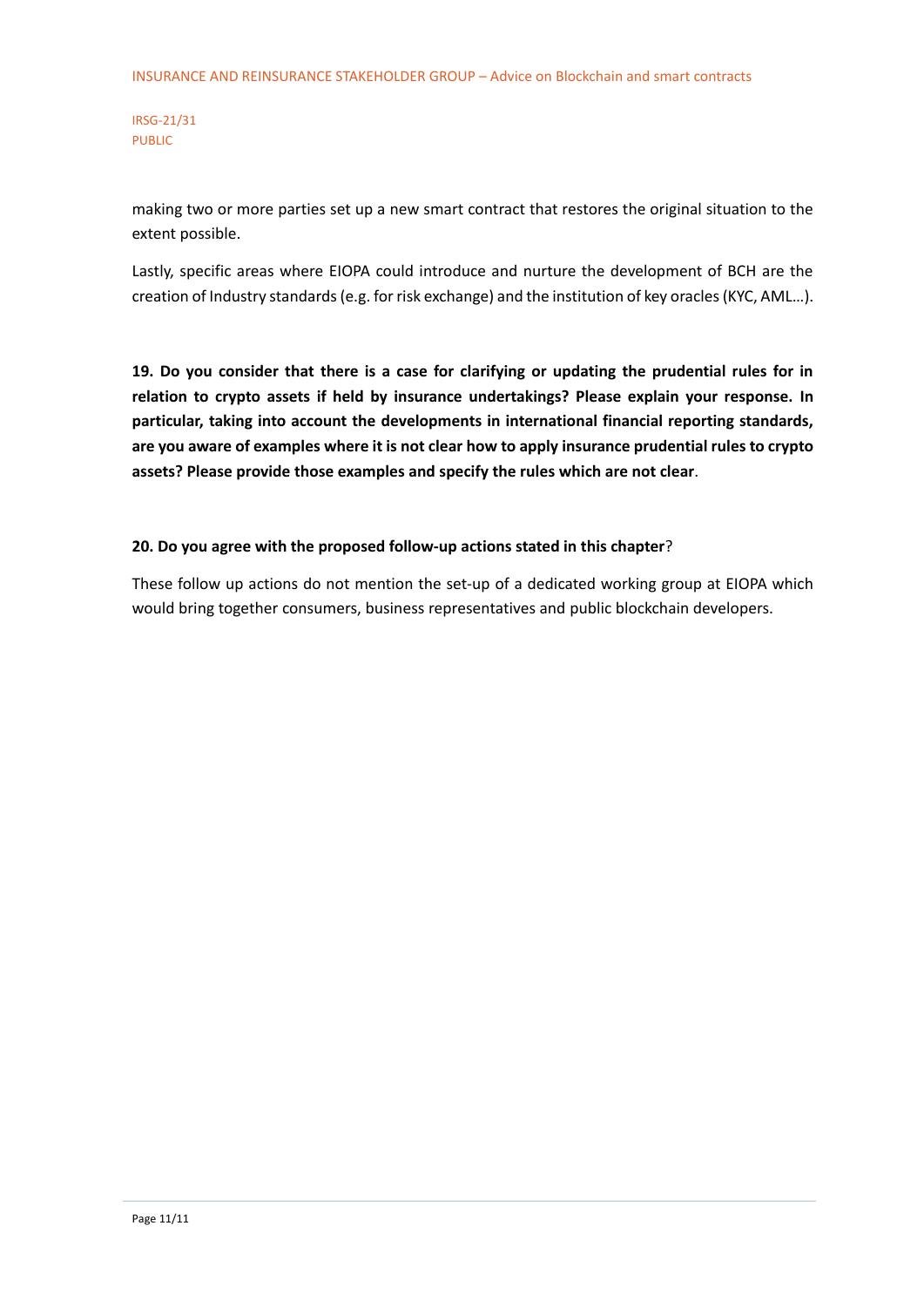making two or more parties set up a new smart contract that restores the original situation to the extent possible.

Lastly, specific areas where EIOPA could introduce and nurture the development of BCH are the creation of Industry standards (e.g. for risk exchange) and the institution of key oracles (KYC, AML…).

**19. Do you consider that there is a case for clarifying or updating the prudential rules for in relation to crypto assets if held by insurance undertakings? Please explain your response. In particular, taking into account the developments in international financial reporting standards, are you aware of examples where it is not clear how to apply insurance prudential rules to crypto assets? Please provide those examples and specify the rules which are not clear**.

**20. Do you agree with the proposed follow-up actions stated in this chapter**?

These follow up actions do not mention the set-up of a dedicated working group at EIOPA which would bring together consumers, business representatives and public blockchain developers.